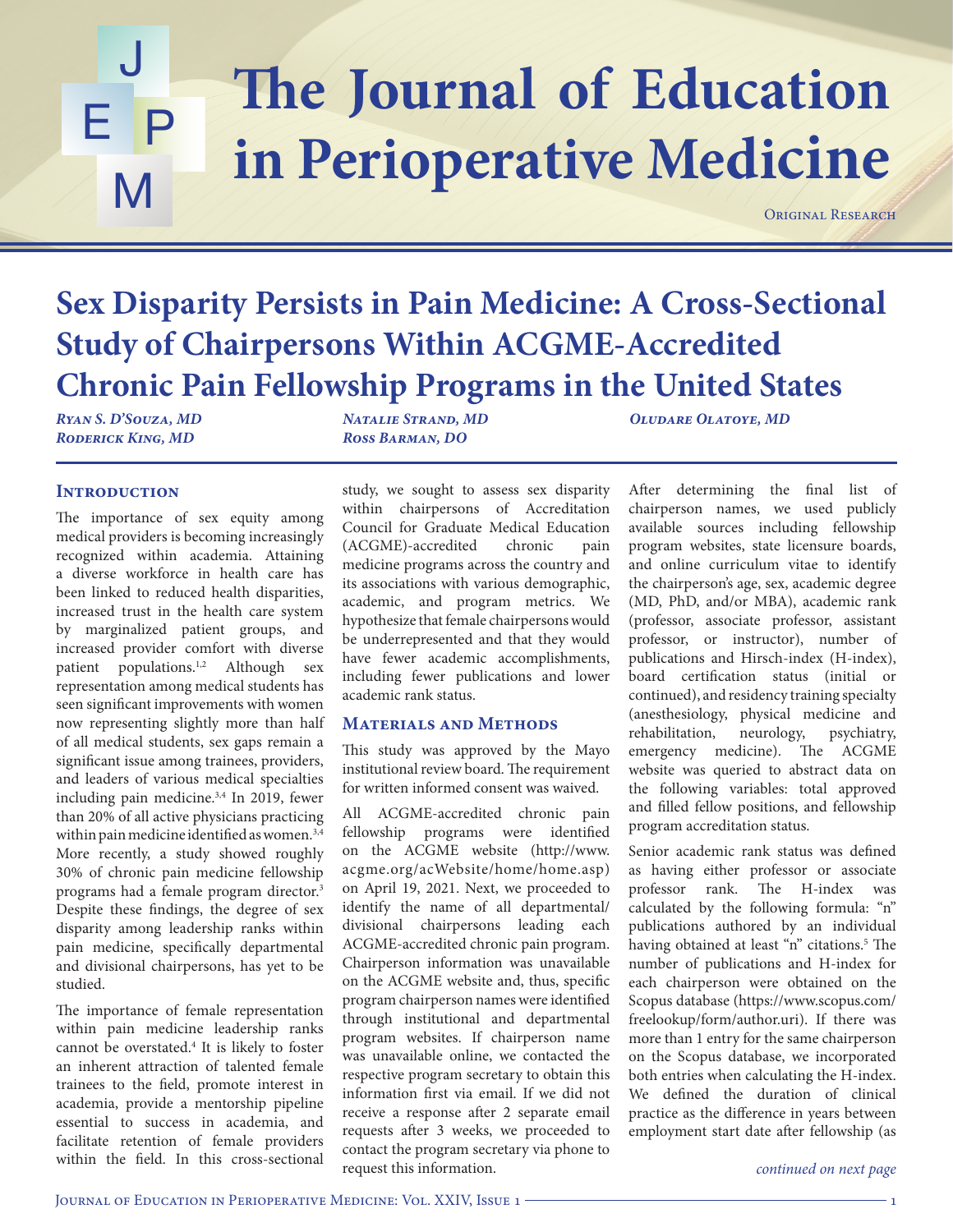Original Research

# Sex Disparity Persists in Pain Medicine: A Cross-Sectional Study of Chairpersons Within ACGME-Accredited Chronic Pain Fellowship Programs in the United States

*Ryan S. D'Souza, MD*
*Roderick King, MD*
*Natalie Strand, MD*
*Ross Barman, DO*
*Oludare Olatoye, MD*

## Introduction

The importance of sex equity among medical providers is becoming increasingly recognized within academia. Attaining a diverse workforce in health care has been linked to reduced health disparities, increased trust in the health care system by marginalized patient groups, and increased provider comfort with diverse patient populations.[1,2] Although sex representation among medical students has seen significant improvements with women now representing slightly more than half of all medical students, sex gaps remain a significant issue among trainees, providers, and leaders of various medical specialties including pain medicine.[3,4] In 2019, fewer than 20% of all active physicians practicing within pain medicine identified as women.[3,4] More recently, a study showed roughly 30% of chronic pain medicine fellowship programs had a female program director.[3] Despite these findings, the degree of sex disparity among leadership ranks within pain medicine, specifically departmental and divisional chairpersons, has yet to be studied.

The importance of female representation within pain medicine leadership ranks cannot be overstated.[4] It is likely to foster an inherent attraction of talented female trainees to the field, promote interest in academia, provide a mentorship pipeline essential to success in academia, and facilitate retention of female providers within the field. In this cross-sectional study, we sought to assess sex disparity within chairpersons of Accreditation Council for Graduate Medical Education (ACGME)-accredited chronic pain medicine programs across the country and its associations with various demographic, academic, and program metrics. We hypothesize that female chairpersons would be underrepresented and that they would have fewer academic accomplishments, including fewer publications and lower academic rank status.

## Materials and Methods

This study was approved by the Mayo institutional review board. The requirement for written informed consent was waived.

All ACGME-accredited chronic pain fellowship programs were identified on the ACGME website (http://www.acgme.org/acWebsite/home/home.asp) on April 19, 2021. Next, we proceeded to identify the name of all departmental/divisional chairpersons leading each ACGME-accredited chronic pain program. Chairperson information was unavailable on the ACGME website and, thus, specific program chairperson names were identified through institutional and departmental program websites. If chairperson name was unavailable online, we contacted the respective program secretary to obtain this information first via email. If we did not receive a response after 2 separate email requests after 3 weeks, we proceeded to contact the program secretary via phone to request this information.

After determining the final list of chairperson names, we used publicly available sources including fellowship program websites, state licensure boards, and online curriculum vitae to identify the chairperson's age, sex, academic degree (MD, PhD, and/or MBA), academic rank (professor, associate professor, assistant professor, or instructor), number of publications and Hirsch-index (H-index), board certification status (initial or continued), and residency training specialty (anesthesiology, physical medicine and rehabilitation, neurology, psychiatry, emergency medicine). The ACGME website was queried to abstract data on the following variables: total approved and filled fellow positions, and fellowship program accreditation status.

Senior academic rank status was defined as having either professor or associate professor rank. The H-index was calculated by the following formula: "n" publications authored by an individual having obtained at least "n" citations.[5] The number of publications and H-index for each chairperson were obtained on the Scopus database (https://www.scopus.com/freelookup/form/author.uri). If there was more than 1 entry for the same chairperson on the Scopus database, we incorporated both entries when calculating the H-index. We defined the duration of clinical practice as the difference in years between employment start date after fellowship (as

*continued on next page*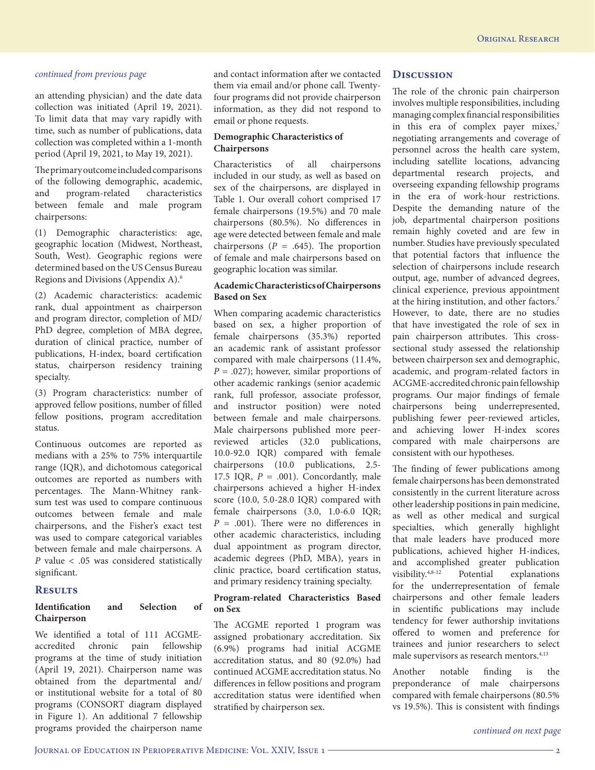*continued from previous page*

an attending physician) and the date data collection was initiated (April 19, 2021). To limit data that may vary rapidly with time, such as number of publications, data collection was completed within a 1-month period (April 19, 2021, to May 19, 2021).

The primary outcome included comparisons of the following demographic, academic, and program-related characteristics between female and male program chairpersons:

(1) Demographic characteristics: age, geographic location (Midwest, Northeast, South, West). Geographic regions were determined based on the US Census Bureau Regions and Divisions (Appendix A).[6]

(2) Academic characteristics: academic rank, dual appointment as chairperson and program director, completion of MD/PhD degree, completion of MBA degree, duration of clinical practice, number of publications, H-index, board certification status, chairperson residency training specialty.

(3) Program characteristics: number of approved fellow positions, number of filled fellow positions, program accreditation status.

Continuous outcomes are reported as medians with a 25% to 75% interquartile range (IQR), and dichotomous categorical outcomes are reported as numbers with percentages. The Mann-Whitney rank-sum test was used to compare continuous outcomes between female and male chairpersons, and the Fisher's exact test was used to compare categorical variables between female and male chairpersons. A *P* value < .05 was considered statistically significant.

## Results

### Identification and Selection of Chairperson

We identified a total of 111 ACGME-accredited chronic pain fellowship programs at the time of study initiation (April 19, 2021). Chairperson name was obtained from the departmental and/or institutional website for a total of 80 programs (CONSORT diagram displayed in Figure 1). An additional 7 fellowship programs provided the chairperson name and contact information after we contacted them via email and/or phone call. Twenty-four programs did not provide chairperson information, as they did not respond to email or phone requests.

### Demographic Characteristics of Chairpersons

Characteristics of all chairpersons included in our study, as well as based on sex of the chairpersons, are displayed in Table 1. Our overall cohort comprised 17 female chairpersons (19.5%) and 70 male chairpersons (80.5%). No differences in age were detected between female and male chairpersons (*P* = .645). The proportion of female and male chairpersons based on geographic location was similar.

### Academic Characteristics of Chairpersons Based on Sex

When comparing academic characteristics based on sex, a higher proportion of female chairpersons (35.3%) reported an academic rank of assistant professor compared with male chairpersons (11.4%, *P* = .027); however, similar proportions of other academic rankings (senior academic rank, full professor, associate professor, and instructor position) were noted between female and male chairpersons. Male chairpersons published more peer-reviewed articles (32.0 publications, 10.0-92.0 IQR) compared with female chairpersons (10.0 publications, 2.5-17.5 IQR, *P* = .001). Concordantly, male chairpersons achieved a higher H-index score (10.0, 5.0-28.0 IQR) compared with female chairpersons (3.0, 1.0-6.0 IQR; *P* = .001). There were no differences in other academic characteristics, including dual appointment as program director, academic degrees (PhD, MBA), years in clinic practice, board certification status, and primary residency training specialty.

### Program-related Characteristics Based on Sex

The ACGME reported 1 program was assigned probationary accreditation. Six (6.9%) programs had initial ACGME accreditation status, and 80 (92.0%) had continued ACGME accreditation status. No differences in fellow positions and program accreditation status were identified when stratified by chairperson sex.

## Discussion

The role of the chronic pain chairperson involves multiple responsibilities, including managing complex financial responsibilities in this era of complex payer mixes,[7] negotiating arrangements and coverage of personnel across the health care system, including satellite locations, advancing departmental research projects, and overseeing expanding fellowship programs in the era of work-hour restrictions. Despite the demanding nature of the job, departmental chairperson positions remain highly coveted and are few in number. Studies have previously speculated that potential factors that influence the selection of chairpersons include research output, age, number of advanced degrees, clinical experience, previous appointment at the hiring institution, and other factors.[7] However, to date, there are no studies that have investigated the role of sex in pain chairperson attributes. This cross-sectional study assessed the relationship between chairperson sex and demographic, academic, and program-related factors in ACGME-accredited chronic pain fellowship programs. Our major findings of female chairpersons being underrepresented, publishing fewer peer-reviewed articles, and achieving lower H-index scores compared with male chairpersons are consistent with our hypotheses.

The finding of fewer publications among female chairpersons has been demonstrated consistently in the current literature across other leadership positions in pain medicine, as well as other medical and surgical specialties, which generally highlight that male leaders have produced more publications, achieved higher H-indices, and accomplished greater publication visibility.[4,8-12] Potential explanations for the underrepresentation of female chairpersons and other female leaders in scientific publications may include tendency for fewer authorship invitations offered to women and preference for trainees and junior researchers to select male supervisors as research mentors.[4,13]

Another notable finding is the preponderance of male chairpersons compared with female chairpersons (80.5% vs 19.5%). This is consistent with findings

*continued on next page*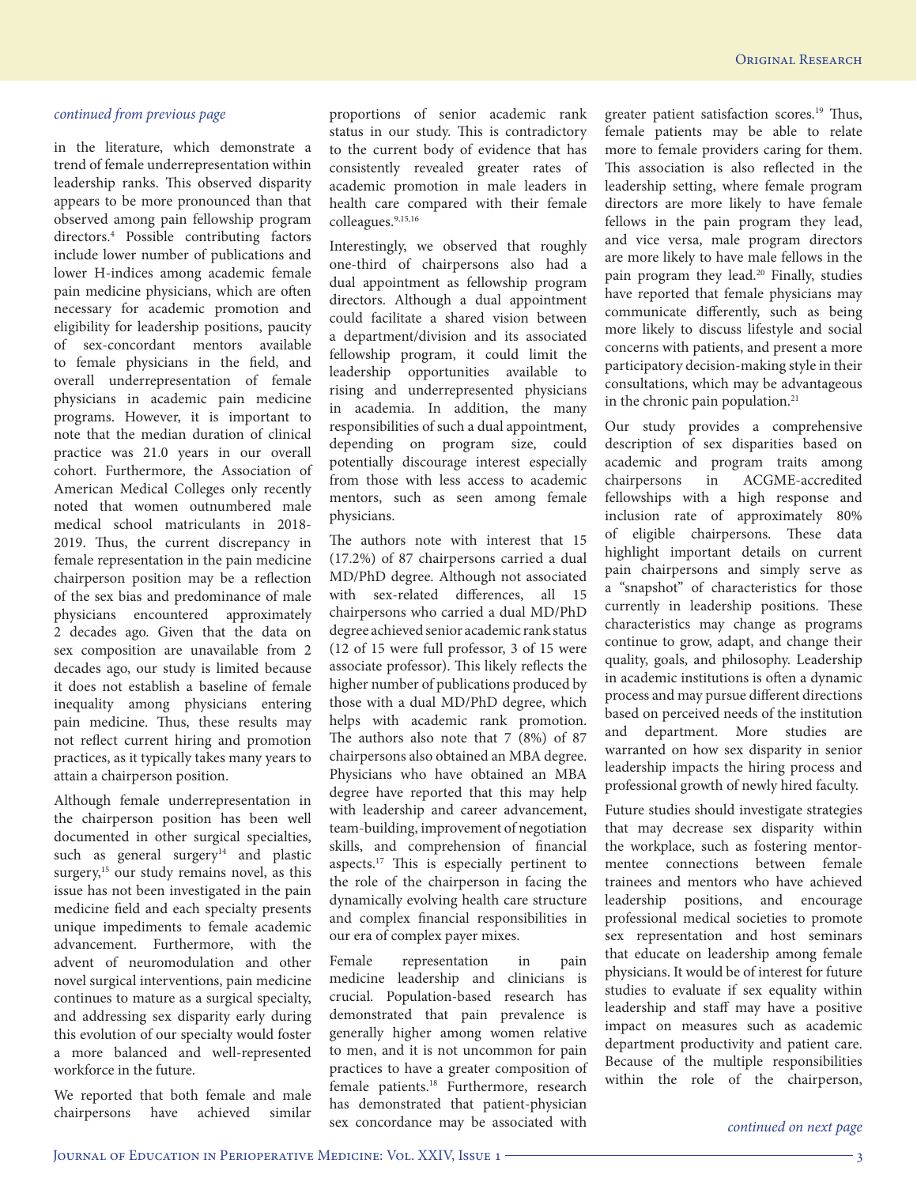*continued from previous page*

in the literature, which demonstrate a trend of female underrepresentation within leadership ranks. This observed disparity appears to be more pronounced than that observed among pain fellowship program directors.[4] Possible contributing factors include lower number of publications and lower H-indices among academic female pain medicine physicians, which are often necessary for academic promotion and eligibility for leadership positions, paucity of sex-concordant mentors available to female physicians in the field, and overall underrepresentation of female physicians in academic pain medicine programs. However, it is important to note that the median duration of clinical practice was 21.0 years in our overall cohort. Furthermore, the Association of American Medical Colleges only recently noted that women outnumbered male medical school matriculants in 2018-2019. Thus, the current discrepancy in female representation in the pain medicine chairperson position may be a reflection of the sex bias and predominance of male physicians encountered approximately 2 decades ago. Given that the data on sex composition are unavailable from 2 decades ago, our study is limited because it does not establish a baseline of female inequality among physicians entering pain medicine. Thus, these results may not reflect current hiring and promotion practices, as it typically takes many years to attain a chairperson position.

Although female underrepresentation in the chairperson position has been well documented in other surgical specialties, such as general surgery[14] and plastic surgery,[15] our study remains novel, as this issue has not been investigated in the pain medicine field and each specialty presents unique impediments to female academic advancement. Furthermore, with the advent of neuromodulation and other novel surgical interventions, pain medicine continues to mature as a surgical specialty, and addressing sex disparity early during this evolution of our specialty would foster a more balanced and well-represented workforce in the future.

We reported that both female and male chairpersons have achieved similar proportions of senior academic rank status in our study. This is contradictory to the current body of evidence that has consistently revealed greater rates of academic promotion in male leaders in health care compared with their female colleagues.[9,15,16]

Interestingly, we observed that roughly one-third of chairpersons also had a dual appointment as fellowship program directors. Although a dual appointment could facilitate a shared vision between a department/division and its associated fellowship program, it could limit the leadership opportunities available to rising and underrepresented physicians in academia. In addition, the many responsibilities of such a dual appointment, depending on program size, could potentially discourage interest especially from those with less access to academic mentors, such as seen among female physicians.

The authors note with interest that 15 (17.2%) of 87 chairpersons carried a dual MD/PhD degree. Although not associated with sex-related differences, all 15 chairpersons who carried a dual MD/PhD degree achieved senior academic rank status (12 of 15 were full professor, 3 of 15 were associate professor). This likely reflects the higher number of publications produced by those with a dual MD/PhD degree, which helps with academic rank promotion. The authors also note that 7 (8%) of 87 chairpersons also obtained an MBA degree. Physicians who have obtained an MBA degree have reported that this may help with leadership and career advancement, team-building, improvement of negotiation skills, and comprehension of financial aspects.[17] This is especially pertinent to the role of the chairperson in facing the dynamically evolving health care structure and complex financial responsibilities in our era of complex payer mixes.

Female representation in pain medicine leadership and clinicians is crucial. Population-based research has demonstrated that pain prevalence is generally higher among women relative to men, and it is not uncommon for pain practices to have a greater composition of female patients.[18] Furthermore, research has demonstrated that patient-physician sex concordance may be associated with greater patient satisfaction scores.[19] Thus, female patients may be able to relate more to female providers caring for them. This association is also reflected in the leadership setting, where female program directors are more likely to have female fellows in the pain program they lead, and vice versa, male program directors are more likely to have male fellows in the pain program they lead.[20] Finally, studies have reported that female physicians may communicate differently, such as being more likely to discuss lifestyle and social concerns with patients, and present a more participatory decision-making style in their consultations, which may be advantageous in the chronic pain population.[21]

Our study provides a comprehensive description of sex disparities based on academic and program traits among chairpersons in ACGME-accredited fellowships with a high response and inclusion rate of approximately 80% of eligible chairpersons. These data highlight important details on current pain chairpersons and simply serve as a "snapshot" of characteristics for those currently in leadership positions. These characteristics may change as programs continue to grow, adapt, and change their quality, goals, and philosophy. Leadership in academic institutions is often a dynamic process and may pursue different directions based on perceived needs of the institution and department. More studies are warranted on how sex disparity in senior leadership impacts the hiring process and professional growth of newly hired faculty.

Future studies should investigate strategies that may decrease sex disparity within the workplace, such as fostering mentor-mentee connections between female trainees and mentors who have achieved leadership positions, and encourage professional medical societies to promote sex representation and host seminars that educate on leadership among female physicians. It would be of interest for future studies to evaluate if sex equality within leadership and staff may have a positive impact on measures such as academic department productivity and patient care. Because of the multiple responsibilities within the role of the chairperson,

*continued on next page*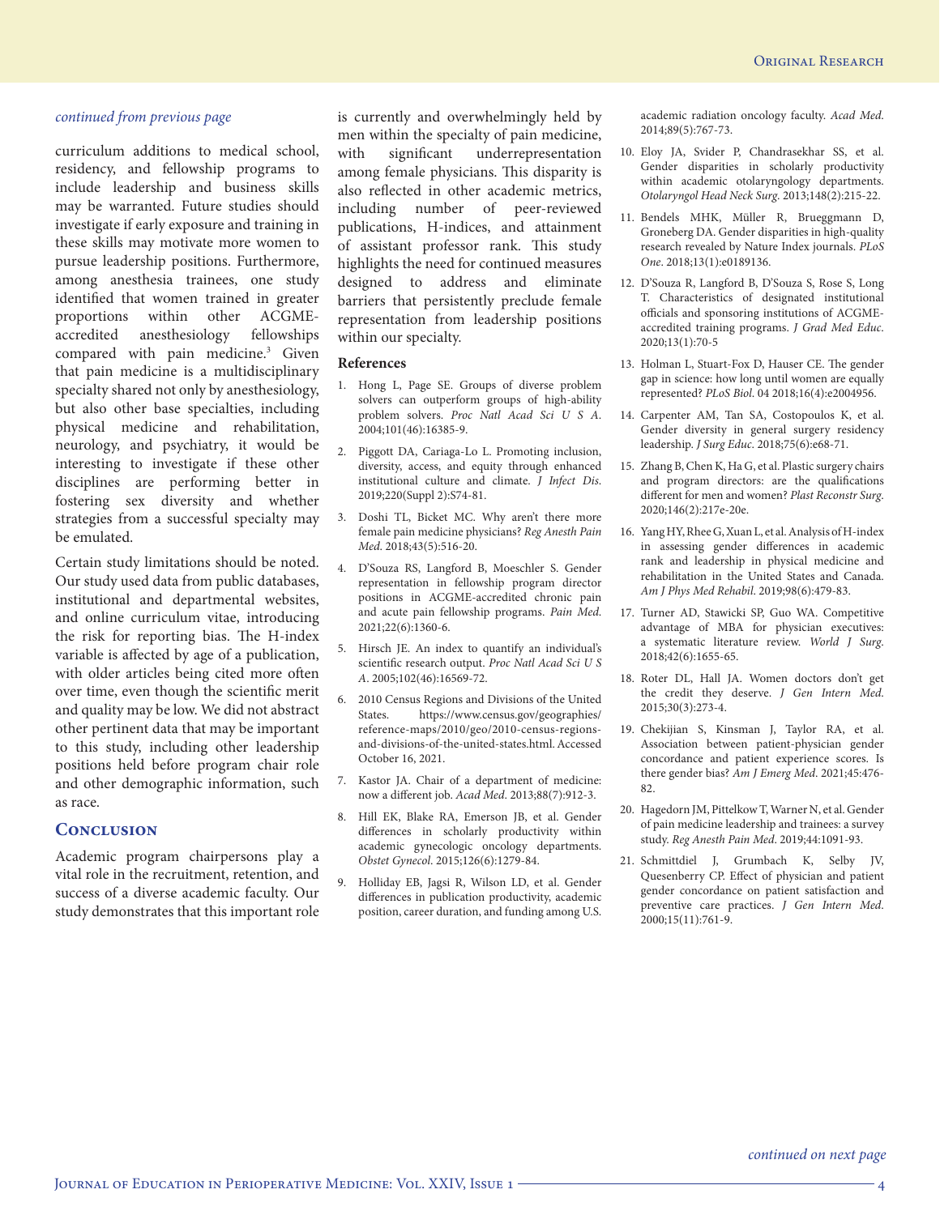*continued from previous page*

curriculum additions to medical school, residency, and fellowship programs to include leadership and business skills may be warranted. Future studies should investigate if early exposure and training in these skills may motivate more women to pursue leadership positions. Furthermore, among anesthesia trainees, one study identified that women trained in greater proportions within other ACGME-accredited anesthesiology fellowships compared with pain medicine.[3] Given that pain medicine is a multidisciplinary specialty shared not only by anesthesiology, but also other base specialties, including physical medicine and rehabilitation, neurology, and psychiatry, it would be interesting to investigate if these other disciplines are performing better in fostering sex diversity and whether strategies from a successful specialty may be emulated.

Certain study limitations should be noted. Our study used data from public databases, institutional and departmental websites, and online curriculum vitae, introducing the risk for reporting bias. The H-index variable is affected by age of a publication, with older articles being cited more often over time, even though the scientific merit and quality may be low. We did not abstract other pertinent data that may be important to this study, including other leadership positions held before program chair role and other demographic information, such as race.

## Conclusion

Academic program chairpersons play a vital role in the recruitment, retention, and success of a diverse academic faculty. Our study demonstrates that this important role is currently and overwhelmingly held by men within the specialty of pain medicine, with significant underrepresentation among female physicians. This disparity is also reflected in other academic metrics, including number of peer-reviewed publications, H-indices, and attainment of assistant professor rank. This study highlights the need for continued measures designed to address and eliminate barriers that persistently preclude female representation from leadership positions within our specialty.

### References

1. Hong L, Page SE. Groups of diverse problem solvers can outperform groups of high-ability problem solvers. *Proc Natl Acad Sci U S A*. 2004;101(46):16385-9.
2. Piggott DA, Cariaga-Lo L. Promoting inclusion, diversity, access, and equity through enhanced institutional culture and climate. *J Infect Dis*. 2019;220(Suppl 2):S74-81.
3. Doshi TL, Bicket MC. Why aren't there more female pain medicine physicians? *Reg Anesth Pain Med*. 2018;43(5):516-20.
4. D'Souza RS, Langford B, Moeschler S. Gender representation in fellowship program director positions in ACGME-accredited chronic pain and acute pain fellowship programs. *Pain Med*. 2021;22(6):1360-6.
5. Hirsch JE. An index to quantify an individual's scientific research output. *Proc Natl Acad Sci U S A*. 2005;102(46):16569-72.
6. 2010 Census Regions and Divisions of the United States. https://www.census.gov/geographies/reference-maps/2010/geo/2010-census-regions-and-divisions-of-the-united-states.html. Accessed October 16, 2021.
7. Kastor JA. Chair of a department of medicine: now a different job. *Acad Med*. 2013;88(7):912-3.
8. Hill EK, Blake RA, Emerson JB, et al. Gender differences in scholarly productivity within academic gynecologic oncology departments. *Obstet Gynecol*. 2015;126(6):1279-84.
9. Holliday EB, Jagsi R, Wilson LD, et al. Gender differences in publication productivity, academic position, career duration, and funding among U.S. academic radiation oncology faculty. *Acad Med*. 2014;89(5):767-73.
10. Eloy JA, Svider P, Chandrasekhar SS, et al. Gender disparities in scholarly productivity within academic otolaryngology departments. *Otolaryngol Head Neck Surg*. 2013;148(2):215-22.
11. Bendels MHK, Müller R, Brueggmann D, Groneberg DA. Gender disparities in high-quality research revealed by Nature Index journals. *PLoS One*. 2018;13(1):e0189136.
12. D'Souza R, Langford B, D'Souza S, Rose S, Long T. Characteristics of designated institutional officials and sponsoring institutions of ACGME-accredited training programs. *J Grad Med Educ*. 2020;13(1):70-5
13. Holman L, Stuart-Fox D, Hauser CE. The gender gap in science: how long until women are equally represented? *PLoS Biol*. 04 2018;16(4):e2004956.
14. Carpenter AM, Tan SA, Costopoulos K, et al. Gender diversity in general surgery residency leadership. *J Surg Educ*. 2018;75(6):e68-71.
15. Zhang B, Chen K, Ha G, et al. Plastic surgery chairs and program directors: are the qualifications different for men and women? *Plast Reconstr Surg*. 2020;146(2):217e-20e.
16. Yang HY, Rhee G, Xuan L, et al. Analysis of H-index in assessing gender differences in academic rank and leadership in physical medicine and rehabilitation in the United States and Canada. *Am J Phys Med Rehabil*. 2019;98(6):479-83.
17. Turner AD, Stawicki SP, Guo WA. Competitive advantage of MBA for physician executives: a systematic literature review. *World J Surg*. 2018;42(6):1655-65.
18. Roter DL, Hall JA. Women doctors don't get the credit they deserve. *J Gen Intern Med*. 2015;30(3):273-4.
19. Chekijian S, Kinsman J, Taylor RA, et al. Association between patient-physician gender concordance and patient experience scores. Is there gender bias? *Am J Emerg Med*. 2021;45:476-82.
20. Hagedorn JM, Pittelkow T, Warner N, et al. Gender of pain medicine leadership and trainees: a survey study. *Reg Anesth Pain Med*. 2019;44:1091-93.
21. Schmittdiel J, Grumbach K, Selby JV, Quesenberry CP. Effect of physician and patient gender concordance on patient satisfaction and preventive care practices. *J Gen Intern Med*. 2000;15(11):761-9.

*continued on next page*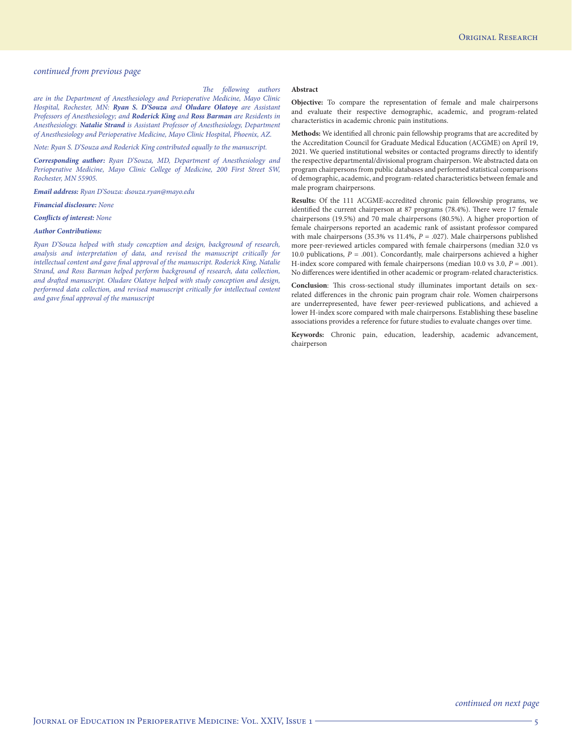*continued from previous page*

*The following authors are in the Department of Anesthesiology and Perioperative Medicine, Mayo Clinic Hospital, Rochester, MN:* ***Ryan S. D'Souza*** *and* ***Oludare Olatoye*** *are Assistant Professors of Anesthesiology; and* ***Roderick King*** *and* ***Ross Barman*** *are Residents in Anesthesiology.* ***Natalie Strand*** *is Assistant Professor of Anesthesiology, Department of Anesthesiology and Perioperative Medicine, Mayo Clinic Hospital, Phoenix, AZ.*

*Note: Ryan S. D'Souza and Roderick King contributed equally to the manuscript.*

***Corresponding author:*** *Ryan D'Souza, MD, Department of Anesthesiology and Perioperative Medicine, Mayo Clinic College of Medicine, 200 First Street SW, Rochester, MN 55905.*

***Email address:*** *Ryan D'Souza: dsouza.ryan@mayo.edu*

***Financial disclosure:*** *None*

***Conflicts of interest:*** *None*

***Author Contributions:***

*Ryan D'Souza helped with study conception and design, background of research, analysis and interpretation of data, and revised the manuscript critically for intellectual content and gave final approval of the manuscript. Roderick King, Natalie Strand, and Ross Barman helped perform background of research, data collection, and drafted manuscript. Oludare Olatoye helped with study conception and design, performed data collection, and revised manuscript critically for intellectual content and gave final approval of the manuscript*

**Abstract**

**Objective:** To compare the representation of female and male chairpersons and evaluate their respective demographic, academic, and program-related characteristics in academic chronic pain institutions.

**Methods:** We identified all chronic pain fellowship programs that are accredited by the Accreditation Council for Graduate Medical Education (ACGME) on April 19, 2021. We queried institutional websites or contacted programs directly to identify the respective departmental/divisional program chairperson. We abstracted data on program chairpersons from public databases and performed statistical comparisons of demographic, academic, and program-related characteristics between female and male program chairpersons.

**Results:** Of the 111 ACGME-accredited chronic pain fellowship programs, we identified the current chairperson at 87 programs (78.4%). There were 17 female chairpersons (19.5%) and 70 male chairpersons (80.5%). A higher proportion of female chairpersons reported an academic rank of assistant professor compared with male chairpersons (35.3% vs 11.4%, $P = .027$). Male chairpersons published more peer-reviewed articles compared with female chairpersons (median 32.0 vs 10.0 publications, $P = .001$). Concordantly, male chairpersons achieved a higher H-index score compared with female chairpersons (median 10.0 vs 3.0, $P = .001$). No differences were identified in other academic or program-related characteristics.

**Conclusion**: This cross-sectional study illuminates important details on sex-related differences in the chronic pain program chair role. Women chairpersons are underrepresented, have fewer peer-reviewed publications, and achieved a lower H-index score compared with male chairpersons. Establishing these baseline associations provides a reference for future studies to evaluate changes over time.

**Keywords:** Chronic pain, education, leadership, academic advancement, chairperson

*continued on next page*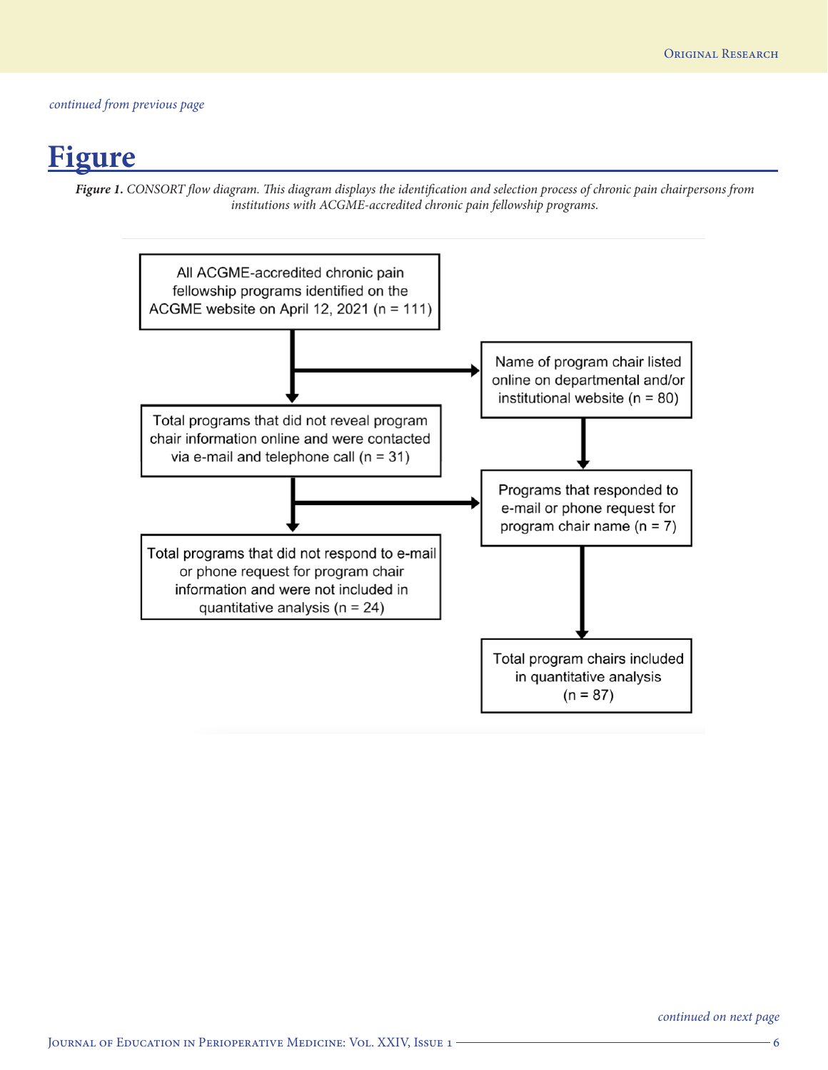*continued from previous page*

# Figure

***Figure 1.*** *CONSORT flow diagram. This diagram displays the identification and selection process of chronic pain chairpersons from institutions with ACGME-accredited chronic pain fellowship programs.*

All ACGME-accredited chronic pain fellowship programs identified on the ACGME website on April 12, 2021 (n = 111)

Name of program chair listed online on departmental and/or institutional website (n = 80)

Total programs that did not reveal program chair information online and were contacted via e-mail and telephone call (n = 31)

Programs that responded to e-mail or phone request for program chair name (n = 7)

Total programs that did not respond to e-mail or phone request for program chair information and were not included in quantitative analysis (n = 24)

Total program chairs included in quantitative analysis (n = 87)

*continued on next page*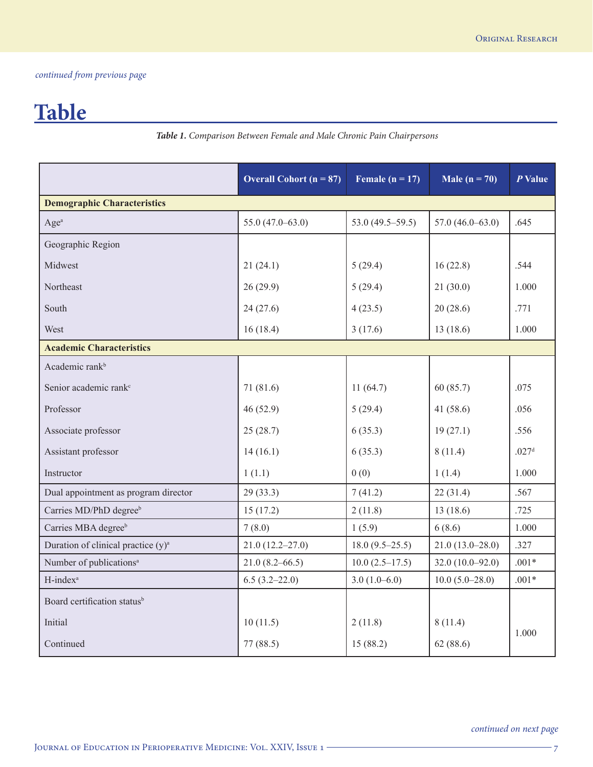*continued from previous page*

# Table

***Table 1.*** *Comparison Between Female and Male Chronic Pain Chairpersons*

| | Overall Cohort (n = 87) | Female (n = 17) | Male (n = 70) | *P* Value |
|---|---|---|---|---|
| **Demographic Characteristics** | | | | |
| Age[a] | 55.0 (47.0–63.0) | 53.0 (49.5–59.5) | 57.0 (46.0–63.0) | .645 |
| Geographic Region | | | | |
| Midwest | 21 (24.1) | 5 (29.4) | 16 (22.8) | .544 |
| Northeast | 26 (29.9) | 5 (29.4) | 21 (30.0) | 1.000 |
| South | 24 (27.6) | 4 (23.5) | 20 (28.6) | .771 |
| West | 16 (18.4) | 3 (17.6) | 13 (18.6) | 1.000 |
| **Academic Characteristics** | | | | |
| Academic rank[b] | | | | |
| Senior academic rank[c] | 71 (81.6) | 11 (64.7) | 60 (85.7) | .075 |
| Professor | 46 (52.9) | 5 (29.4) | 41 (58.6) | .056 |
| Associate professor | 25 (28.7) | 6 (35.3) | 19 (27.1) | .556 |
| Assistant professor | 14 (16.1) | 6 (35.3) | 8 (11.4) | .027[d] |
| Instructor | 1 (1.1) | 0 (0) | 1 (1.4) | 1.000 |
| Dual appointment as program director | 29 (33.3) | 7 (41.2) | 22 (31.4) | .567 |
| Carries MD/PhD degree[b] | 15 (17.2) | 2 (11.8) | 13 (18.6) | .725 |
| Carries MBA degree[b] | 7 (8.0) | 1 (5.9) | 6 (8.6) | 1.000 |
| Duration of clinical practice (y)[a] | 21.0 (12.2–27.0) | 18.0 (9.5–25.5) | 21.0 (13.0–28.0) | .327 |
| Number of publications[a] | 21.0 (8.2–66.5) | 10.0 (2.5–17.5) | 32.0 (10.0–92.0) | .001* |
| H-index[a] | 6.5 (3.2–22.0) | 3.0 (1.0–6.0) | 10.0 (5.0–28.0) | .001* |
| Board certification status[b] | | | | |
| Initial | 10 (11.5) | 2 (11.8) | 8 (11.4) | 1.000 |
| Continued | 77 (88.5) | 15 (88.2) | 62 (88.6) | |

*continued on next page*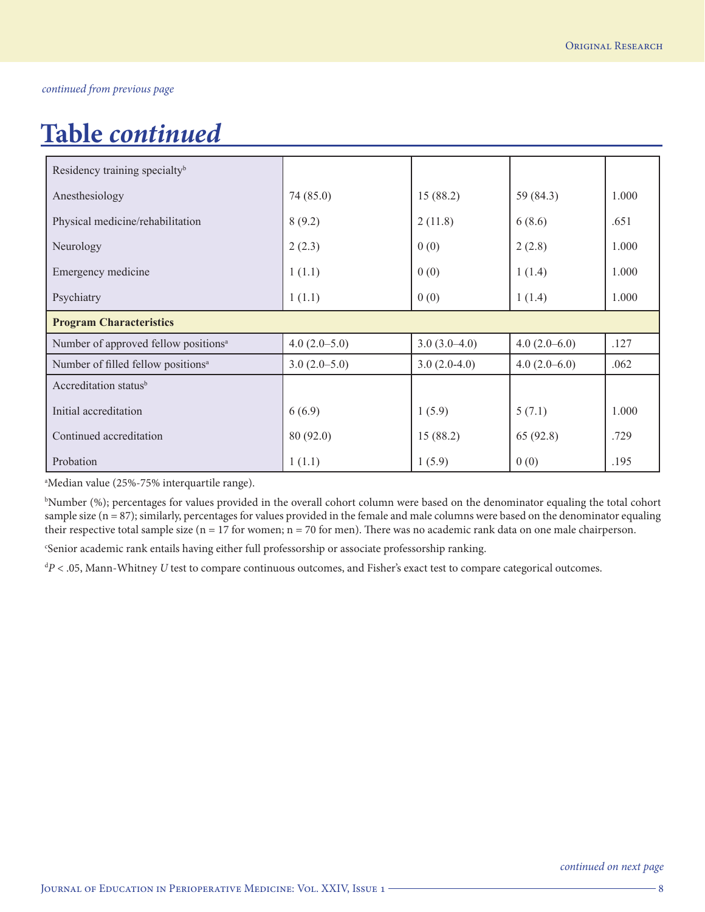*continued from previous page*

# Table *continued*

| | | | | |
|---|---|---|---|---|
| Residency training specialty[b] | | | | |
| Anesthesiology | 74 (85.0) | 15 (88.2) | 59 (84.3) | 1.000 |
| Physical medicine/rehabilitation | 8 (9.2) | 2 (11.8) | 6 (8.6) | .651 |
| Neurology | 2 (2.3) | 0 (0) | 2 (2.8) | 1.000 |
| Emergency medicine | 1 (1.1) | 0 (0) | 1 (1.4) | 1.000 |
| Psychiatry | 1 (1.1) | 0 (0) | 1 (1.4) | 1.000 |
| **Program Characteristics** | | | | |
| Number of approved fellow positions[a] | 4.0 (2.0–5.0) | 3.0 (3.0–4.0) | 4.0 (2.0–6.0) | .127 |
| Number of filled fellow positions[a] | 3.0 (2.0–5.0) | 3.0 (2.0-4.0) | 4.0 (2.0–6.0) | .062 |
| Accreditation status[b] | | | | |
| Initial accreditation | 6 (6.9) | 1 (5.9) | 5 (7.1) | 1.000 |
| Continued accreditation | 80 (92.0) | 15 (88.2) | 65 (92.8) | .729 |
| Probation | 1 (1.1) | 1 (5.9) | 0 (0) | .195 |

[a]Median value (25%-75% interquartile range).

[b]Number (%); percentages for values provided in the overall cohort column were based on the denominator equaling the total cohort sample size (n = 87); similarly, percentages for values provided in the female and male columns were based on the denominator equaling their respective total sample size (n = 17 for women; n = 70 for men). There was no academic rank data on one male chairperson.

[c]Senior academic rank entails having either full professorship or associate professorship ranking.

[d]$P < .05$, Mann-Whitney $U$ test to compare continuous outcomes, and Fisher's exact test to compare categorical outcomes.

*continued on next page*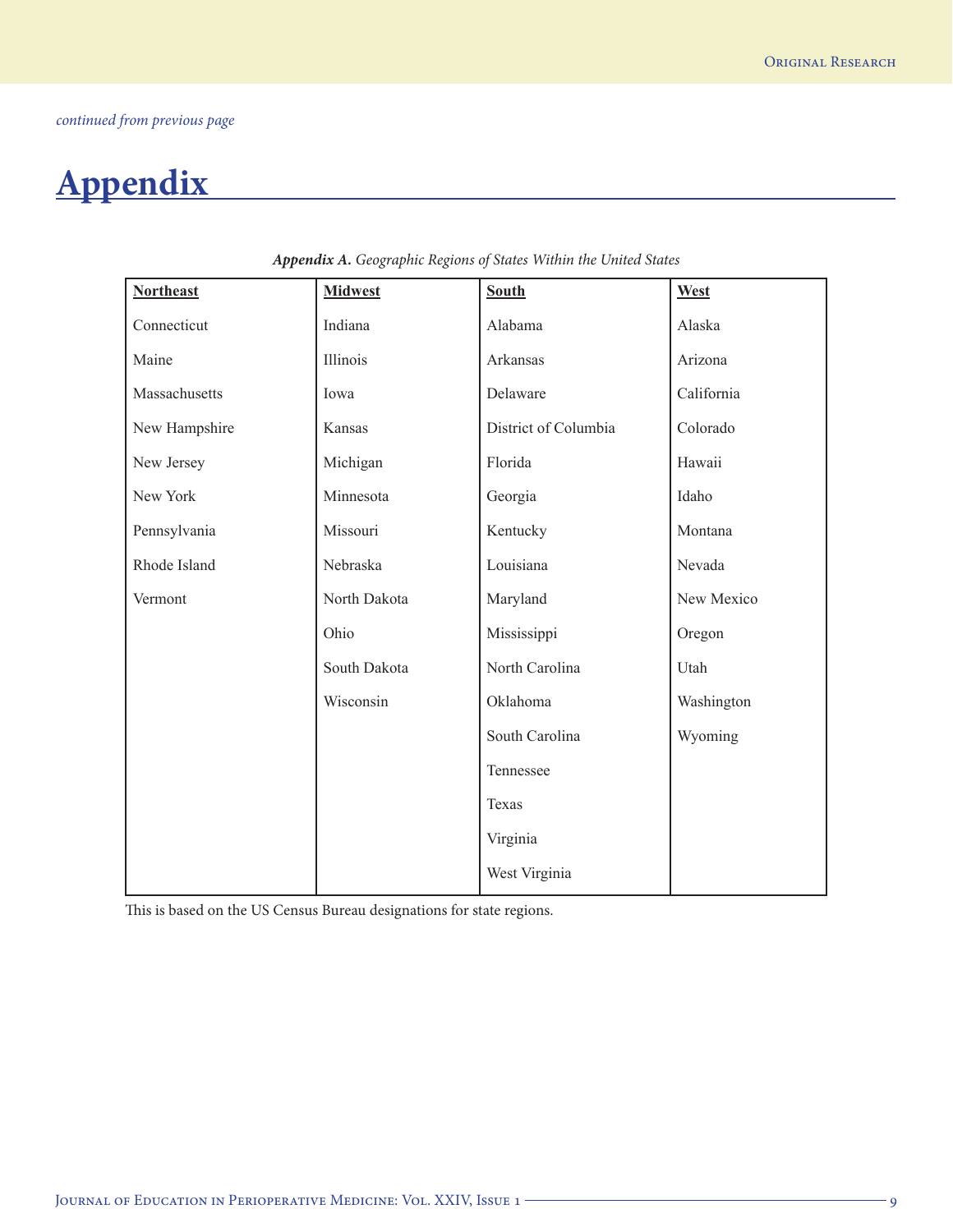*continued from previous page*

# Appendix

***Appendix A.*** *Geographic Regions of States Within the United States*

| **Northeast** | **Midwest** | **South** | **West** |
|---|---|---|---|
| Connecticut | Indiana | Alabama | Alaska |
| Maine | Illinois | Arkansas | Arizona |
| Massachusetts | Iowa | Delaware | California |
| New Hampshire | Kansas | District of Columbia | Colorado |
| New Jersey | Michigan | Florida | Hawaii |
| New York | Minnesota | Georgia | Idaho |
| Pennsylvania | Missouri | Kentucky | Montana |
| Rhode Island | Nebraska | Louisiana | Nevada |
| Vermont | North Dakota | Maryland | New Mexico |
| | Ohio | Mississippi | Oregon |
| | South Dakota | North Carolina | Utah |
| | Wisconsin | Oklahoma | Washington |
| | | South Carolina | Wyoming |
| | | Tennessee | |
| | | Texas | |
| | | Virginia | |
| | | West Virginia | |

This is based on the US Census Bureau designations for state regions.